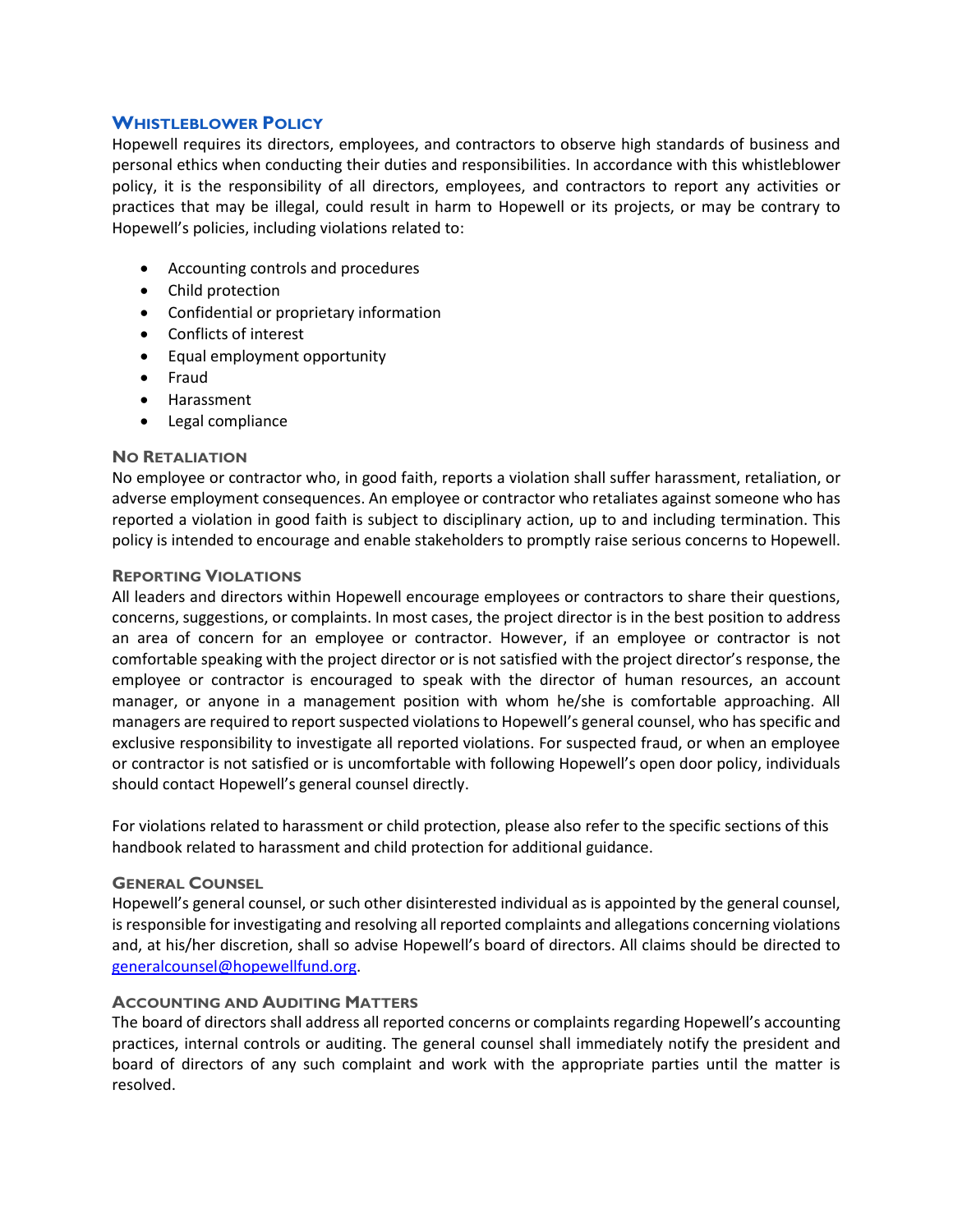## Whistleblower Policy

Hopewell requires its directors, employees, and contractors to observe high standards of business and personal ethics when conducting their duties and responsibilities. In accordance with this whistleblower policy, it is the responsibility of all directors, employees, and contractors to report any activities or practices that may be illegal, could result in harm to Hopewell or its projects, or may be contrary to Hopewell's policies, including violations related to:

- Accounting controls and procedures
- Child protection
- Confidential or proprietary information
- Conflicts of interest
- Equal employment opportunity
- Fraud
- Harassment
- Legal compliance

### No Retaliation

No employee or contractor who, in good faith, reports a violation shall suffer harassment, retaliation, or adverse employment consequences. An employee or contractor who retaliates against someone who has reported a violation in good faith is subject to disciplinary action, up to and including termination. This policy is intended to encourage and enable stakeholders to promptly raise serious concerns to Hopewell.

### Reporting Violations

All leaders and directors within Hopewell encourage employees or contractors to share their questions, concerns, suggestions, or complaints. In most cases, the project director is in the best position to address an area of concern for an employee or contractor. However, if an employee or contractor is not comfortable speaking with the project director or is not satisfied with the project director's response, the employee or contractor is encouraged to speak with the director of human resources, an account manager, or anyone in a management position with whom he/she is comfortable approaching. All managers are required to report suspected violations to Hopewell's general counsel, who has specific and exclusive responsibility to investigate all reported violations. For suspected fraud, or when an employee or contractor is not satisfied or is uncomfortable with following Hopewell's open door policy, individuals should contact Hopewell's general counsel directly.

For violations related to harassment or child protection, please also refer to the specific sections of this handbook related to harassment and child protection for additional guidance.

### General Counsel

Hopewell's general counsel, or such other disinterested individual as is appointed by the general counsel, is responsible for investigating and resolving all reported complaints and allegations concerning violations and, at his/her discretion, shall so advise Hopewell's board of directors. All claims should be directed to generalcounsel@hopewellfund.org.

### Accounting and Auditing Matters

The board of directors shall address all reported concerns or complaints regarding Hopewell's accounting practices, internal controls or auditing. The general counsel shall immediately notify the president and board of directors of any such complaint and work with the appropriate parties until the matter is resolved.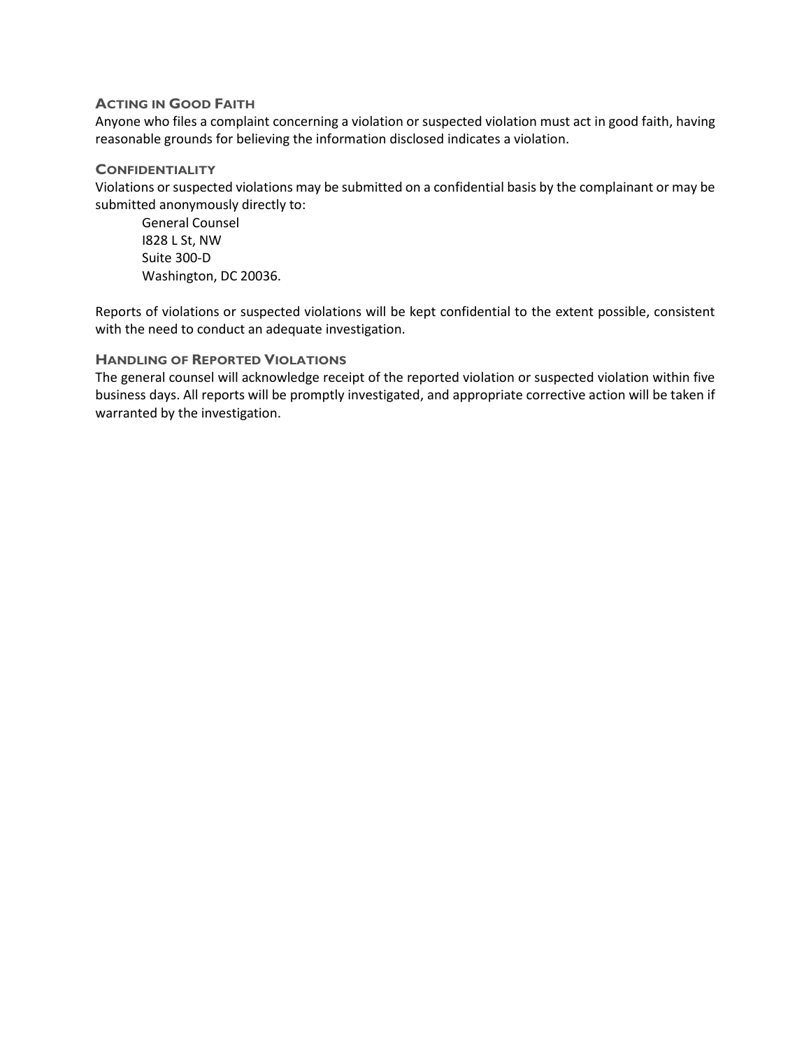### Acting in Good Faith

Anyone who files a complaint concerning a violation or suspected violation must act in good faith, having reasonable grounds for believing the information disclosed indicates a violation.

### Confidentiality

Violations or suspected violations may be submitted on a confidential basis by the complainant or may be submitted anonymously directly to:

General Counsel
I828 L St, NW
Suite 300-D
Washington, DC 20036.

Reports of violations or suspected violations will be kept confidential to the extent possible, consistent with the need to conduct an adequate investigation.

### Handling of Reported Violations

The general counsel will acknowledge receipt of the reported violation or suspected violation within five business days. All reports will be promptly investigated, and appropriate corrective action will be taken if warranted by the investigation.